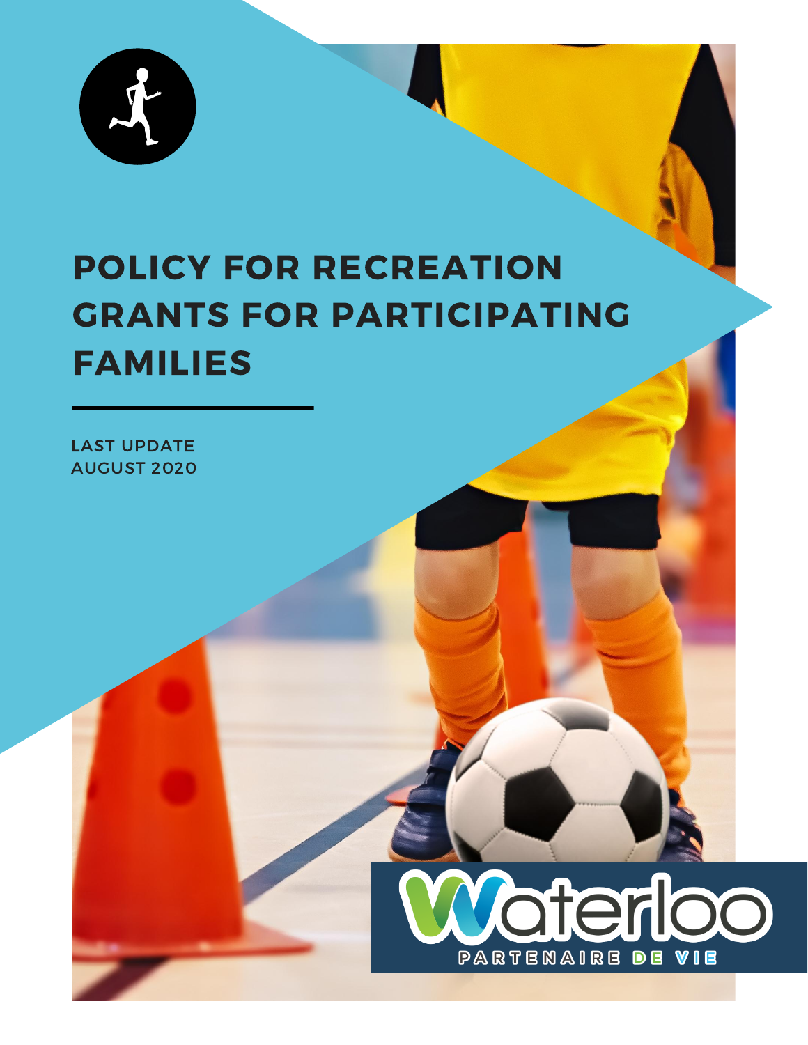# POLICY FOR RECREATION GRANTS FOR PARTICIPATING FAMILIES

LAST UPDATE
AUGUST 2020

Waterloo
PARTENAIRE DE VIE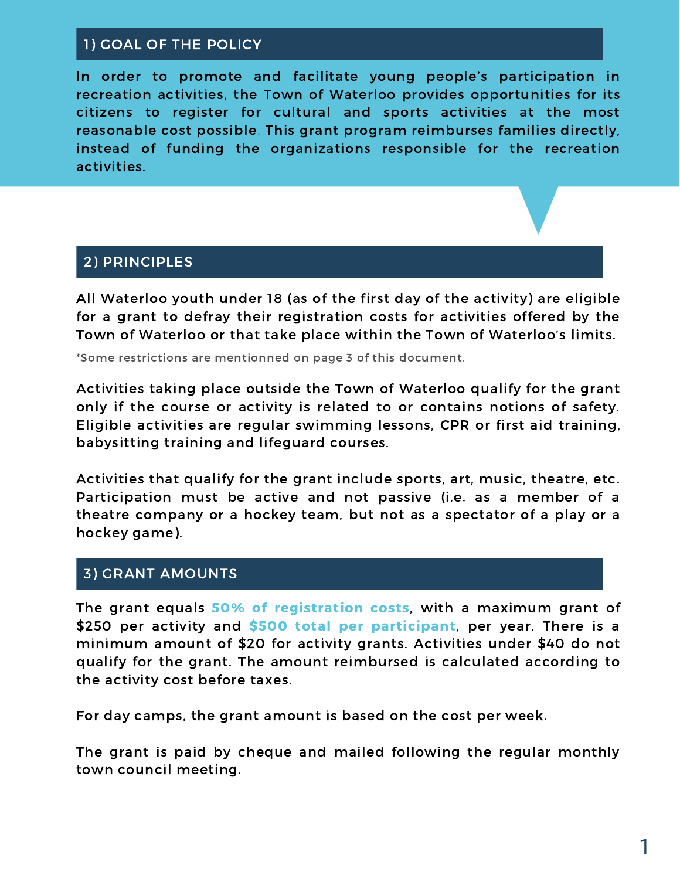## 1) GOAL OF THE POLICY

In order to promote and facilitate young people's participation in recreation activities, the Town of Waterloo provides opportunities for its citizens to register for cultural and sports activities at the most reasonable cost possible. This grant program reimburses families directly, instead of funding the organizations responsible for the recreation activities.

## 2) PRINCIPLES

All Waterloo youth under 18 (as of the first day of the activity) are eligible for a grant to defray their registration costs for activities offered by the Town of Waterloo or that take place within the Town of Waterloo's limits.

*Some restrictions are mentionned on page 3 of this document.

Activities taking place outside the Town of Waterloo qualify for the grant only if the course or activity is related to or contains notions of safety. Eligible activities are regular swimming lessons, CPR or first aid training, babysitting training and lifeguard courses.

Activities that qualify for the grant include sports, art, music, theatre, etc. Participation must be active and not passive (i.e. as a member of a theatre company or a hockey team, but not as a spectator of a play or a hockey game).

## 3) GRANT AMOUNTS

The grant equals **50% of registration costs**, with a maximum grant of $250 per activity and **$500 total per participant**, per year. There is a minimum amount of $20 for activity grants. Activities under $40 do not qualify for the grant. The amount reimbursed is calculated according to the activity cost before taxes.

For day camps, the grant amount is based on the cost per week.

The grant is paid by cheque and mailed following the regular monthly town council meeting.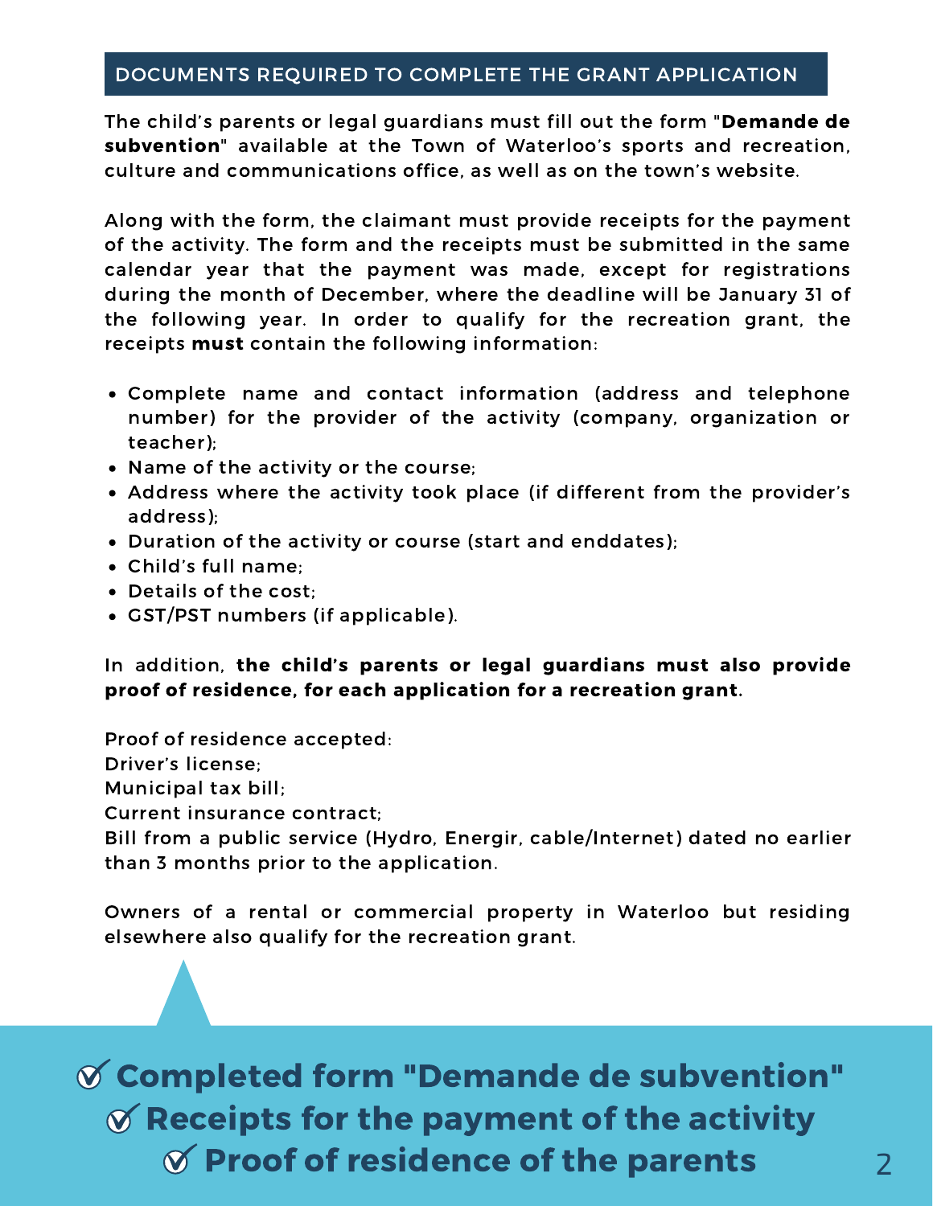## DOCUMENTS REQUIRED TO COMPLETE THE GRANT APPLICATION

The child's parents or legal guardians must fill out the form "**Demande de subvention**" available at the Town of Waterloo's sports and recreation, culture and communications office, as well as on the town's website.

Along with the form, the claimant must provide receipts for the payment of the activity. The form and the receipts must be submitted in the same calendar year that the payment was made, except for registrations during the month of December, where the deadline will be January 31 of the following year. In order to qualify for the recreation grant, the receipts **must** contain the following information:

- Complete name and contact information (address and telephone number) for the provider of the activity (company, organization or teacher);
- Name of the activity or the course;
- Address where the activity took place (if different from the provider's address);
- Duration of the activity or course (start and enddates);
- Child's full name;
- Details of the cost;
- GST/PST numbers (if applicable).

In addition, **the child's parents or legal guardians must also provide proof of residence, for each application for a recreation grant.**

Proof of residence accepted:
Driver's license;
Municipal tax bill;
Current insurance contract;
Bill from a public service (Hydro, Energir, cable/Internet) dated no earlier than 3 months prior to the application.

Owners of a rental or commercial property in Waterloo but residing elsewhere also qualify for the recreation grant.

**☑ Completed form "Demande de subvention"**
**☑ Receipts for the payment of the activity**
**☑ Proof of residence of the parents**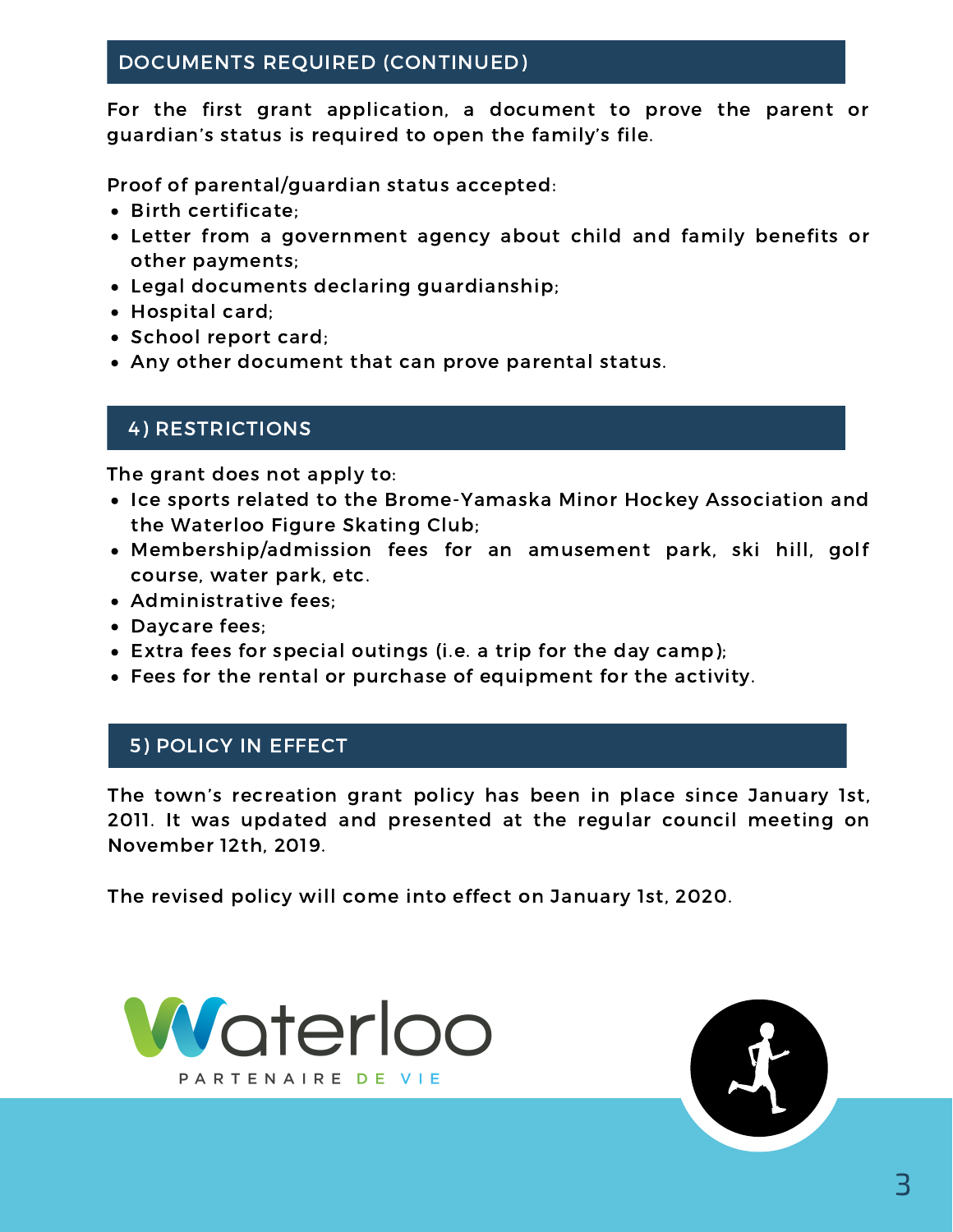## DOCUMENTS REQUIRED (CONTINUED)

For the first grant application, a document to prove the parent or guardian's status is required to open the family's file.

Proof of parental/guardian status accepted:

- Birth certificate;
- Letter from a government agency about child and family benefits or other payments;
- Legal documents declaring guardianship;
- Hospital card;
- School report card;
- Any other document that can prove parental status.

## 4) RESTRICTIONS

The grant does not apply to:

- Ice sports related to the Brome-Yamaska Minor Hockey Association and the Waterloo Figure Skating Club;
- Membership/admission fees for an amusement park, ski hill, golf course, water park, etc.
- Administrative fees;
- Daycare fees;
- Extra fees for special outings (i.e. a trip for the day camp);
- Fees for the rental or purchase of equipment for the activity.

## 5) POLICY IN EFFECT

The town's recreation grant policy has been in place since January 1st, 2011. It was updated and presented at the regular council meeting on November 12th, 2019.

The revised policy will come into effect on January 1st, 2020.

Waterloo

PARTENAIRE DE VIE